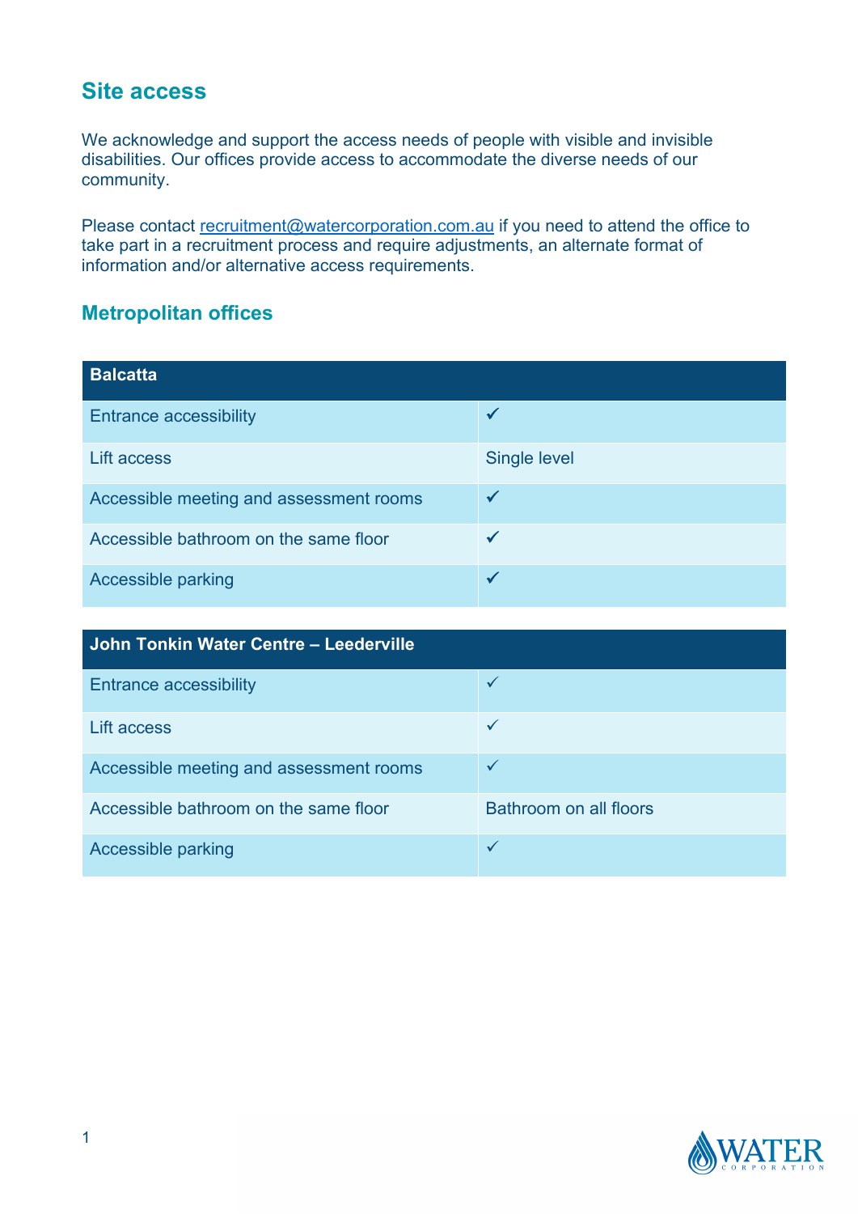## Site access

We acknowledge and support the access needs of people with visible and invisible disabilities. Our offices provide access to accommodate the diverse needs of our community.

Please contact recruitment@watercorporation.com.au if you need to attend the office to take part in a recruitment process and require adjustments, an alternate format of information and/or alternative access requirements.

### Metropolitan offices

| Balcatta | |
|---|---|
| Entrance accessibility | ✓ |
| Lift access | Single level |
| Accessible meeting and assessment rooms | ✓ |
| Accessible bathroom on the same floor | ✓ |
| Accessible parking | ✓ |

| John Tonkin Water Centre – Leederville | |
|---|---|
| Entrance accessibility | ✓ |
| Lift access | ✓ |
| Accessible meeting and assessment rooms | ✓ |
| Accessible bathroom on the same floor | Bathroom on all floors |
| Accessible parking | ✓ |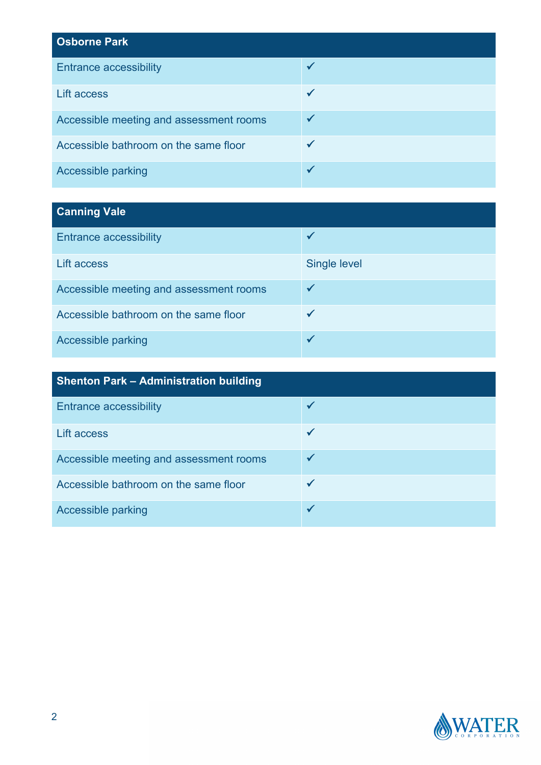| Osborne Park | |
|---|---|
| Entrance accessibility | ✓ |
| Lift access | ✓ |
| Accessible meeting and assessment rooms | ✓ |
| Accessible bathroom on the same floor | ✓ |
| Accessible parking | ✓ |

| Canning Vale | |
|---|---|
| Entrance accessibility | ✓ |
| Lift access | Single level |
| Accessible meeting and assessment rooms | ✓ |
| Accessible bathroom on the same floor | ✓ |
| Accessible parking | ✓ |

| Shenton Park – Administration building | |
|---|---|
| Entrance accessibility | ✓ |
| Lift access | ✓ |
| Accessible meeting and assessment rooms | ✓ |
| Accessible bathroom on the same floor | ✓ |
| Accessible parking | ✓ |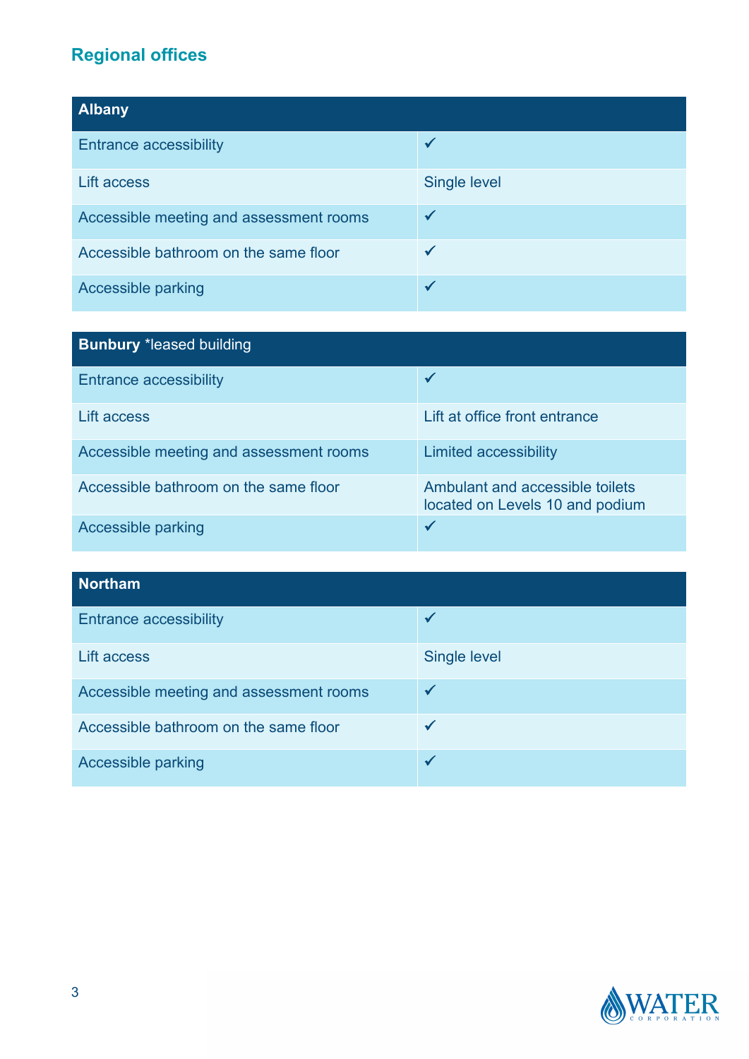## Regional offices

| Albany | |
|---|---|
| Entrance accessibility | ✓ |
| Lift access | Single level |
| Accessible meeting and assessment rooms | ✓ |
| Accessible bathroom on the same floor | ✓ |
| Accessible parking | ✓ |

| **Bunbury** *leased building | |
|---|---|
| Entrance accessibility | ✓ |
| Lift access | Lift at office front entrance |
| Accessible meeting and assessment rooms | Limited accessibility |
| Accessible bathroom on the same floor | Ambulant and accessible toilets located on Levels 10 and podium |
| Accessible parking | ✓ |

| Northam | |
|---|---|
| Entrance accessibility | ✓ |
| Lift access | Single level |
| Accessible meeting and assessment rooms | ✓ |
| Accessible bathroom on the same floor | ✓ |
| Accessible parking | ✓ |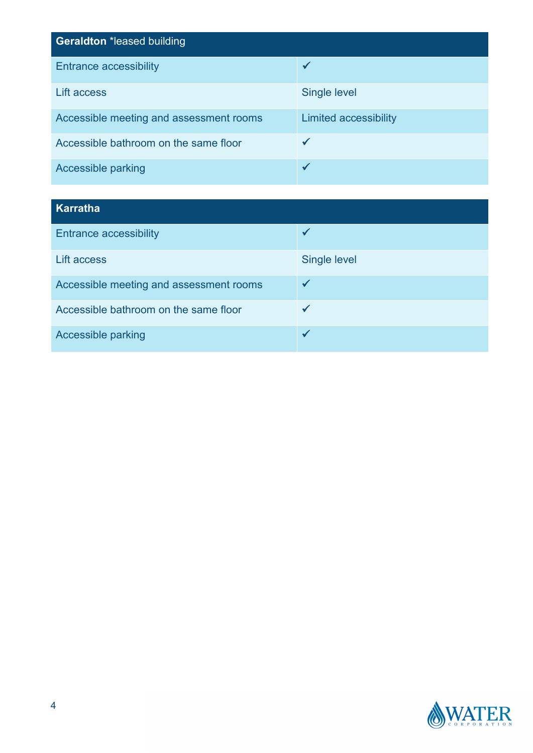| **Geraldton** *leased building | |
|---|---|
| Entrance accessibility | ✓ |
| Lift access | Single level |
| Accessible meeting and assessment rooms | Limited accessibility |
| Accessible bathroom on the same floor | ✓ |
| Accessible parking | ✓ |

| **Karratha** | |
|---|---|
| Entrance accessibility | ✓ |
| Lift access | Single level |
| Accessible meeting and assessment rooms | ✓ |
| Accessible bathroom on the same floor | ✓ |
| Accessible parking | ✓ |